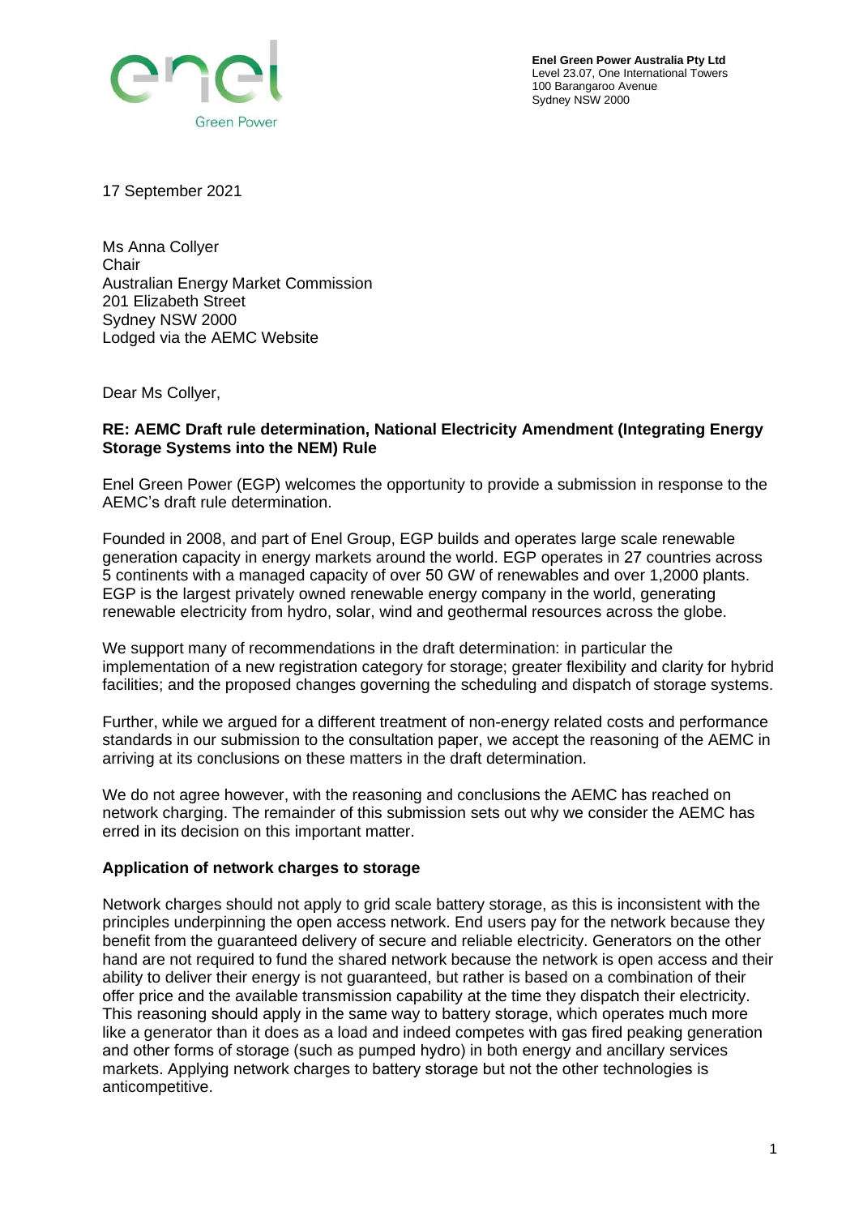**Enel Green Power Australia Pty Ltd**
Level 23.07, One International Towers
100 Barangaroo Avenue
Sydney NSW 2000

17 September 2021

Ms Anna Collyer
Chair
Australian Energy Market Commission
201 Elizabeth Street
Sydney NSW 2000
Lodged via the AEMC Website

Dear Ms Collyer,

**RE: AEMC Draft rule determination, National Electricity Amendment (Integrating Energy Storage Systems into the NEM) Rule**

Enel Green Power (EGP) welcomes the opportunity to provide a submission in response to the AEMC's draft rule determination.

Founded in 2008, and part of Enel Group, EGP builds and operates large scale renewable generation capacity in energy markets around the world. EGP operates in 27 countries across 5 continents with a managed capacity of over 50 GW of renewables and over 1,2000 plants. EGP is the largest privately owned renewable energy company in the world, generating renewable electricity from hydro, solar, wind and geothermal resources across the globe.

We support many of recommendations in the draft determination: in particular the implementation of a new registration category for storage; greater flexibility and clarity for hybrid facilities; and the proposed changes governing the scheduling and dispatch of storage systems.

Further, while we argued for a different treatment of non-energy related costs and performance standards in our submission to the consultation paper, we accept the reasoning of the AEMC in arriving at its conclusions on these matters in the draft determination.

We do not agree however, with the reasoning and conclusions the AEMC has reached on network charging. The remainder of this submission sets out why we consider the AEMC has erred in its decision on this important matter.

**Application of network charges to storage**

Network charges should not apply to grid scale battery storage, as this is inconsistent with the principles underpinning the open access network. End users pay for the network because they benefit from the guaranteed delivery of secure and reliable electricity. Generators on the other hand are not required to fund the shared network because the network is open access and their ability to deliver their energy is not guaranteed, but rather is based on a combination of their offer price and the available transmission capability at the time they dispatch their electricity. This reasoning should apply in the same way to battery storage, which operates much more like a generator than it does as a load and indeed competes with gas fired peaking generation and other forms of storage (such as pumped hydro) in both energy and ancillary services markets. Applying network charges to battery storage but not the other technologies is anticompetitive.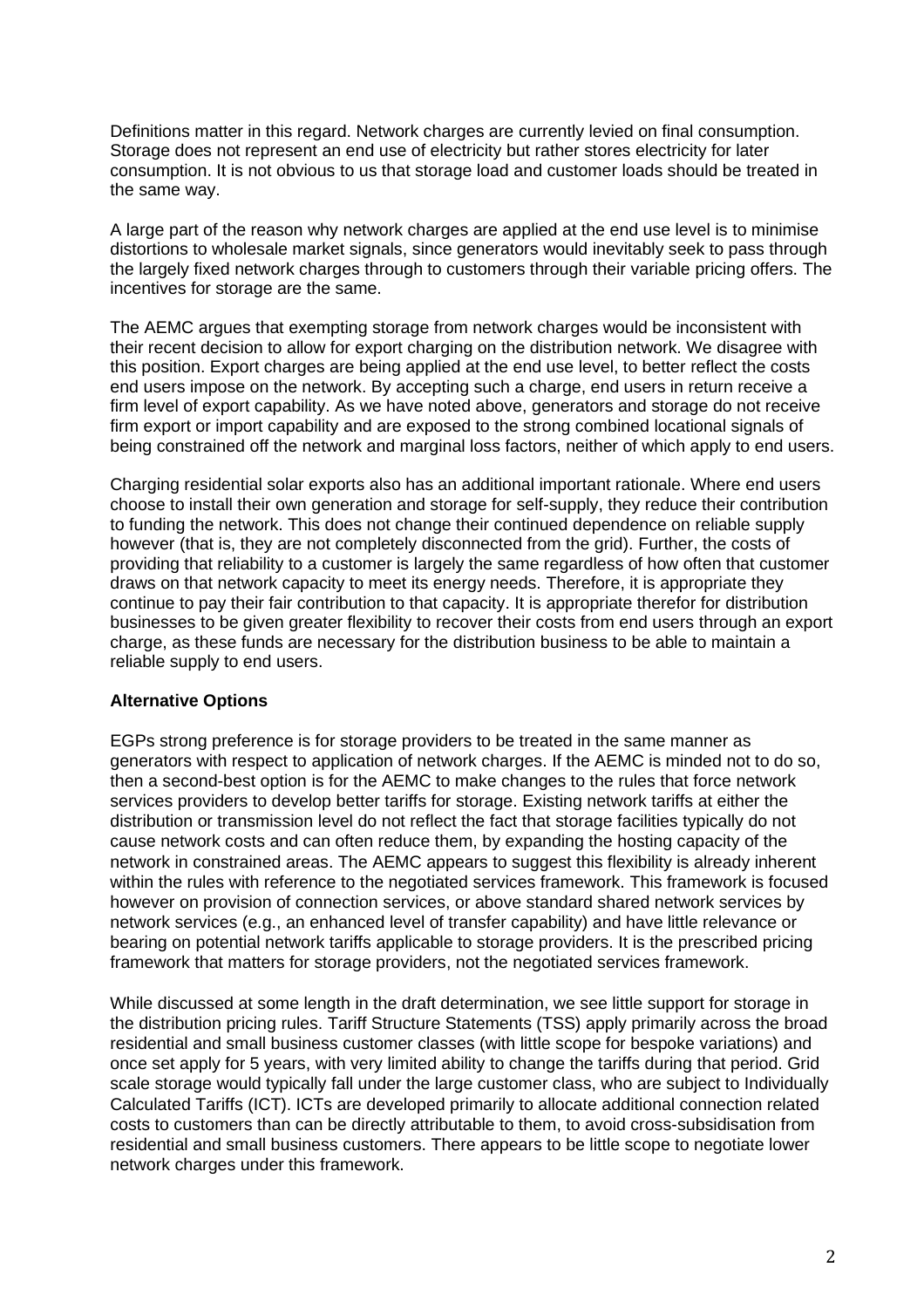Definitions matter in this regard. Network charges are currently levied on final consumption. Storage does not represent an end use of electricity but rather stores electricity for later consumption. It is not obvious to us that storage load and customer loads should be treated in the same way.

A large part of the reason why network charges are applied at the end use level is to minimise distortions to wholesale market signals, since generators would inevitably seek to pass through the largely fixed network charges through to customers through their variable pricing offers. The incentives for storage are the same.

The AEMC argues that exempting storage from network charges would be inconsistent with their recent decision to allow for export charging on the distribution network. We disagree with this position. Export charges are being applied at the end use level, to better reflect the costs end users impose on the network. By accepting such a charge, end users in return receive a firm level of export capability. As we have noted above, generators and storage do not receive firm export or import capability and are exposed to the strong combined locational signals of being constrained off the network and marginal loss factors, neither of which apply to end users.

Charging residential solar exports also has an additional important rationale. Where end users choose to install their own generation and storage for self-supply, they reduce their contribution to funding the network. This does not change their continued dependence on reliable supply however (that is, they are not completely disconnected from the grid). Further, the costs of providing that reliability to a customer is largely the same regardless of how often that customer draws on that network capacity to meet its energy needs. Therefore, it is appropriate they continue to pay their fair contribution to that capacity. It is appropriate therefor for distribution businesses to be given greater flexibility to recover their costs from end users through an export charge, as these funds are necessary for the distribution business to be able to maintain a reliable supply to end users.

**Alternative Options**

EGPs strong preference is for storage providers to be treated in the same manner as generators with respect to application of network charges. If the AEMC is minded not to do so, then a second-best option is for the AEMC to make changes to the rules that force network services providers to develop better tariffs for storage. Existing network tariffs at either the distribution or transmission level do not reflect the fact that storage facilities typically do not cause network costs and can often reduce them, by expanding the hosting capacity of the network in constrained areas. The AEMC appears to suggest this flexibility is already inherent within the rules with reference to the negotiated services framework. This framework is focused however on provision of connection services, or above standard shared network services by network services (e.g., an enhanced level of transfer capability) and have little relevance or bearing on potential network tariffs applicable to storage providers. It is the prescribed pricing framework that matters for storage providers, not the negotiated services framework.

While discussed at some length in the draft determination, we see little support for storage in the distribution pricing rules. Tariff Structure Statements (TSS) apply primarily across the broad residential and small business customer classes (with little scope for bespoke variations) and once set apply for 5 years, with very limited ability to change the tariffs during that period. Grid scale storage would typically fall under the large customer class, who are subject to Individually Calculated Tariffs (ICT). ICTs are developed primarily to allocate additional connection related costs to customers than can be directly attributable to them, to avoid cross-subsidisation from residential and small business customers. There appears to be little scope to negotiate lower network charges under this framework.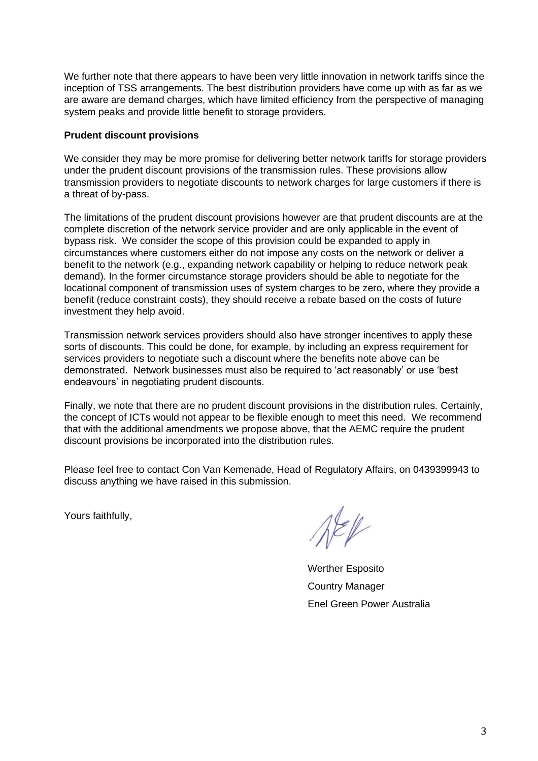We further note that there appears to have been very little innovation in network tariffs since the inception of TSS arrangements. The best distribution providers have come up with as far as we are aware are demand charges, which have limited efficiency from the perspective of managing system peaks and provide little benefit to storage providers.

**Prudent discount provisions**

We consider they may be more promise for delivering better network tariffs for storage providers under the prudent discount provisions of the transmission rules. These provisions allow transmission providers to negotiate discounts to network charges for large customers if there is a threat of by-pass.

The limitations of the prudent discount provisions however are that prudent discounts are at the complete discretion of the network service provider and are only applicable in the event of bypass risk. We consider the scope of this provision could be expanded to apply in circumstances where customers either do not impose any costs on the network or deliver a benefit to the network (e.g., expanding network capability or helping to reduce network peak demand). In the former circumstance storage providers should be able to negotiate for the locational component of transmission uses of system charges to be zero, where they provide a benefit (reduce constraint costs), they should receive a rebate based on the costs of future investment they help avoid.

Transmission network services providers should also have stronger incentives to apply these sorts of discounts. This could be done, for example, by including an express requirement for services providers to negotiate such a discount where the benefits note above can be demonstrated. Network businesses must also be required to 'act reasonably' or use 'best endeavours' in negotiating prudent discounts.

Finally, we note that there are no prudent discount provisions in the distribution rules. Certainly, the concept of ICTs would not appear to be flexible enough to meet this need. We recommend that with the additional amendments we propose above, that the AEMC require the prudent discount provisions be incorporated into the distribution rules.

Please feel free to contact Con Van Kemenade, Head of Regulatory Affairs, on 0439399943 to discuss anything we have raised in this submission.

Yours faithfully,

Werther Esposito
Country Manager
Enel Green Power Australia